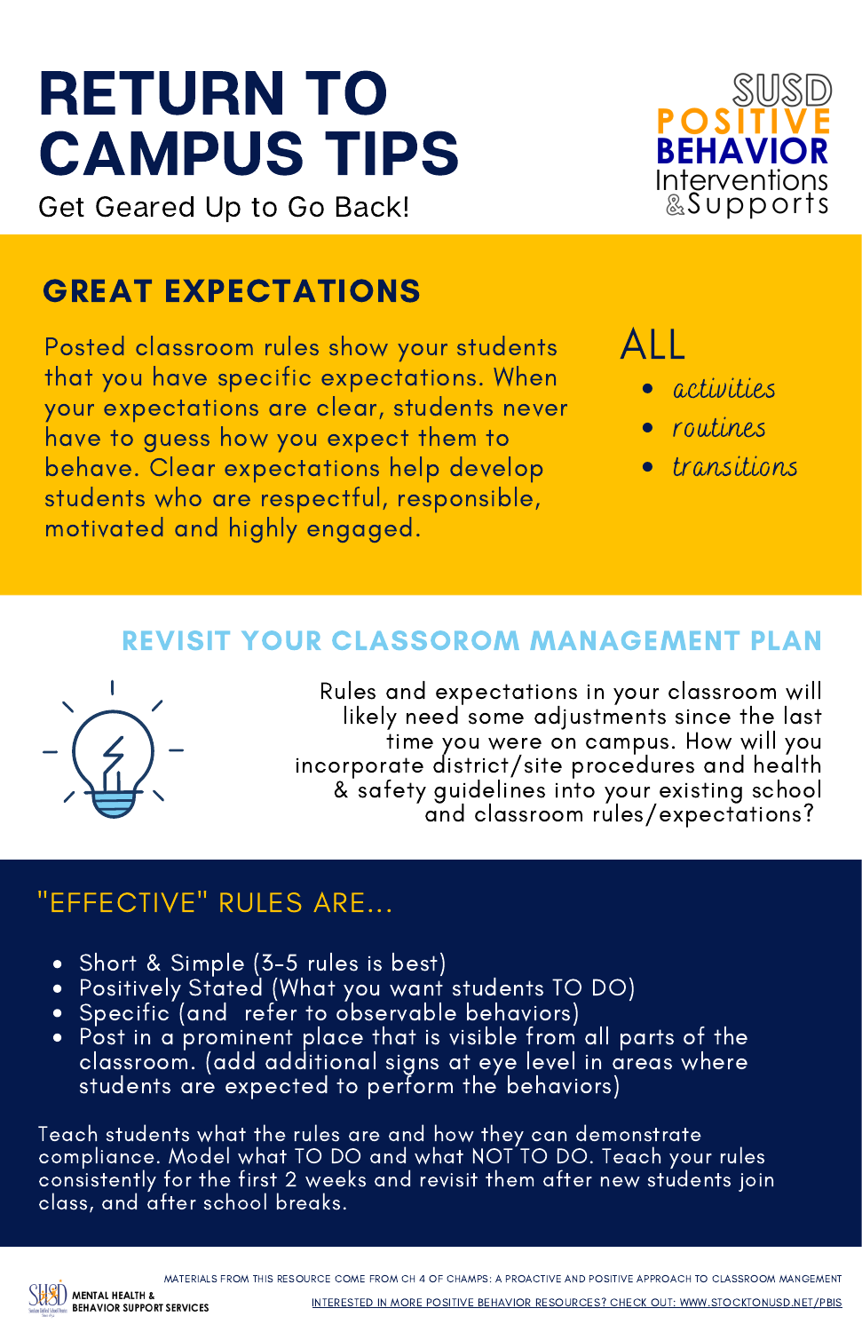# RETURN TO CAMPUS TIPS

Get Geared Up to Go Back!

SUSD POSITIVE BEHAVIOR Interventions & Supports

## GREAT EXPECTATIONS

Posted classroom rules show your students that you have specific expectations. When your expectations are clear, students never have to guess how you expect them to behave. Clear expectations help develop students who are respectful, responsible, motivated and highly engaged.

ALL

- *activities*
- *routines*
- *transitions*

## REVISIT YOUR CLASSOROM MANAGEMENT PLAN

Rules and expectations in your classroom will likely need some adjustments since the last time you were on campus. How will you incorporate district/site procedures and health & safety guidelines into your existing school and classroom rules/expectations?

## "EFFECTIVE" RULES ARE...

- Short & Simple (3-5 rules is best)
- Positively Stated (What you want students TO DO)
- Specific (and refer to observable behaviors)
- Post in a prominent place that is visible from all parts of the classroom. (add additional signs at eye level in areas where students are expected to perform the behaviors)

Teach students what the rules are and how they can demonstrate compliance. Model what TO DO and what NOT TO DO. Teach your rules consistently for the first 2 weeks and revisit them after new students join class, and after school breaks.

SUSD MENTAL HEALTH & BEHAVIOR SUPPORT SERVICES

MATERIALS FROM THIS RESOURCE COME FROM CH 4 OF CHAMPS: A PROACTIVE AND POSITIVE APPROACH TO CLASSROOM MANGEMENT

INTERESTED IN MORE POSITIVE BEHAVIOR RESOURCES? CHECK OUT: WWW.STOCKTONUSD.NET/PBIS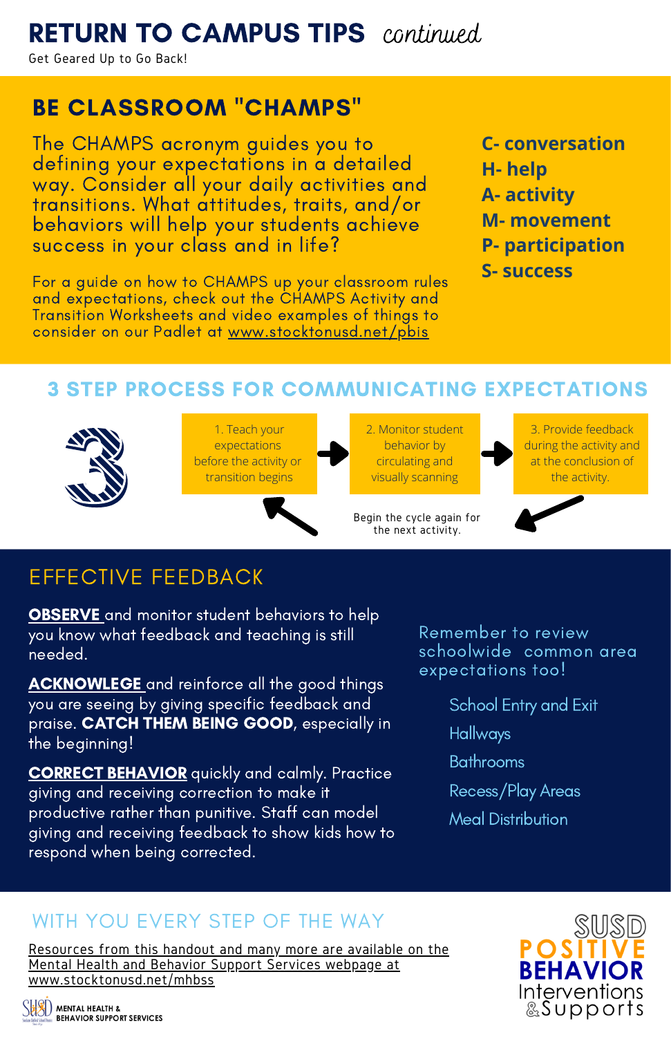# RETURN TO CAMPUS TIPS *continued*

Get Geared Up to Go Back!

## BE CLASSROOM "CHAMPS"

The CHAMPS acronym guides you to defining your expectations in a detailed way. Consider all your daily activities and transitions. What attitudes, traits, and/or behaviors will help your students achieve success in your class and in life?

For a guide on how to CHAMPS up your classroom rules and expectations, check out the CHAMPS Activity and Transition Worksheets and video examples of things to consider on our Padlet at www.stocktonusd.net/pbis

**C- conversation**
**H- help**
**A- activity**
**M- movement**
**P- participation**
**S- success**

## 3 STEP PROCESS FOR COMMUNICATING EXPECTATIONS

1. Teach your expectations before the activity or transition begins
2. Monitor student behavior by circulating and visually scanning
3. Provide feedback during the activity and at the conclusion of the activity.

Begin the cycle again for the next activity.

## EFFECTIVE FEEDBACK

**OBSERVE** and monitor student behaviors to help you know what feedback and teaching is still needed.

**ACKNOWLEGE** and reinforce all the good things you are seeing by giving specific feedback and praise. **CATCH THEM BEING GOOD**, especially in the beginning!

**CORRECT BEHAVIOR** quickly and calmly. Practice giving and receiving correction to make it productive rather than punitive. Staff can model giving and receiving feedback to show kids how to respond when being corrected.

Remember to review schoolwide common area expectations too!

- School Entry and Exit
- Hallways
- Bathrooms
- Recess/Play Areas
- Meal Distribution

## WITH YOU EVERY STEP OF THE WAY

Resources from this handout and many more are available on the Mental Health and Behavior Support Services webpage at www.stocktonusd.net/mhbss

SUSD MENTAL HEALTH & BEHAVIOR SUPPORT SERVICES

SUSD POSITIVE BEHAVIOR Interventions & Supports